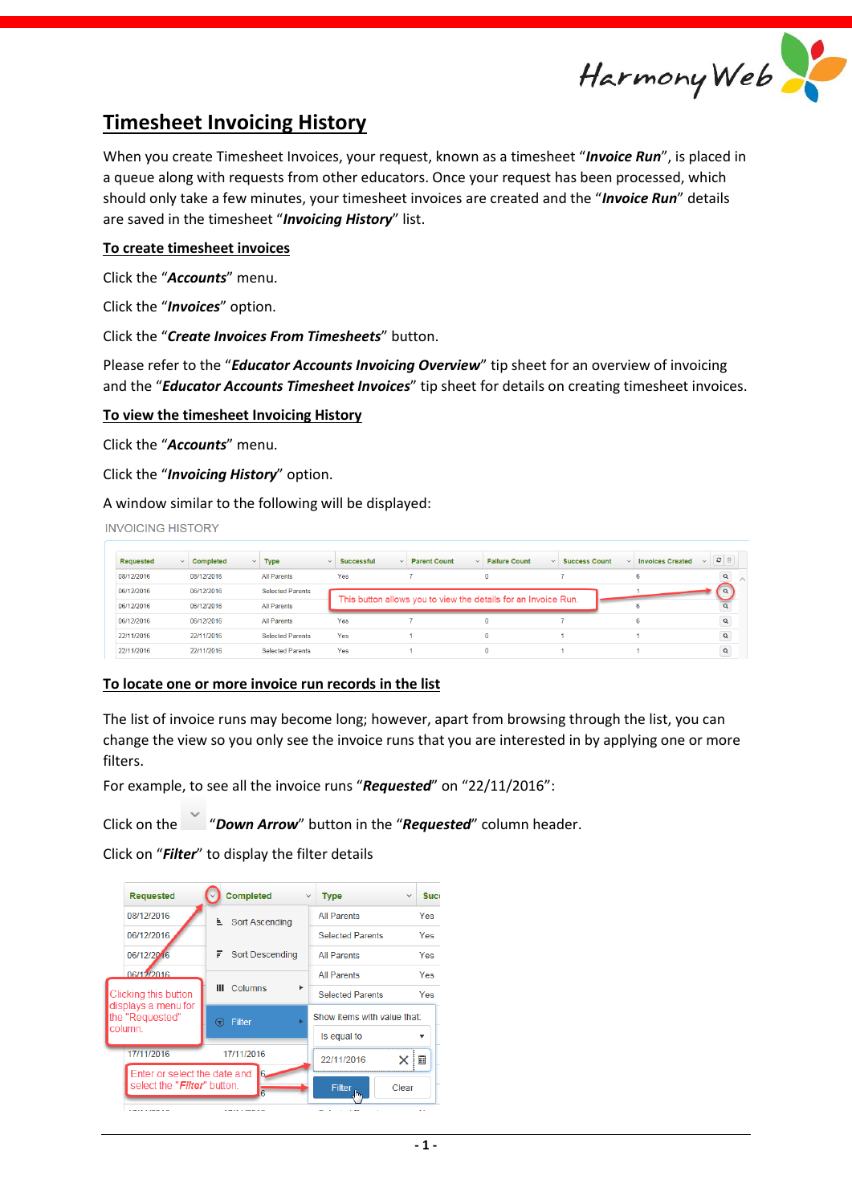# Timesheet Invoicing History

When you create Timesheet Invoices, your request, known as a timesheet "***Invoice Run***", is placed in a queue along with requests from other educators. Once your request has been processed, which should only take a few minutes, your timesheet invoices are created and the "***Invoice Run***" details are saved in the timesheet "***Invoicing History***" list.

## To create timesheet invoices

Click the "***Accounts***" menu.

Click the "***Invoices***" option.

Click the "***Create Invoices From Timesheets***" button.

Please refer to the "***Educator Accounts Invoicing Overview***" tip sheet for an overview of invoicing and the "***Educator Accounts Timesheet Invoices***" tip sheet for details on creating timesheet invoices.

## To view the timesheet Invoicing History

Click the "***Accounts***" menu.

Click the "***Invoicing History***" option.

A window similar to the following will be displayed:

INVOICING HISTORY

| Requested | Completed | Type | Successful | Parent Count | Failure Count | Success Count | Invoices Created |
|---|---|---|---|---|---|---|---|
| 08/12/2016 | 08/12/2016 | All Parents | Yes | 7 | 0 | 7 | 6 |
| 06/12/2016 | 06/12/2016 | Selected Parents | | | | | 1 |
| 06/12/2016 | 06/12/2016 | All Parents | | | | | 6 |
| 06/12/2016 | 06/12/2016 | All Parents | Yes | 7 | 0 | 7 | 6 |
| 22/11/2016 | 22/11/2016 | Selected Parents | Yes | 1 | 0 | 1 | 1 |
| 22/11/2016 | 22/11/2016 | Selected Parents | Yes | 1 | 0 | 1 | 1 |

This button allows you to view the details for an Invoice Run.

## To locate one or more invoice run records in the list

The list of invoice runs may become long; however, apart from browsing through the list, you can change the view so you only see the invoice runs that you are interested in by applying one or more filters.

For example, to see all the invoice runs "***Requested***" on "22/11/2016":

Click on the "***Down Arrow***" button in the "***Requested***" column header.

Click on "***Filter***" to display the filter details

Clicking this button displays a menu for the "Requested" column.

Enter or select the date and select the "*Filter*" button.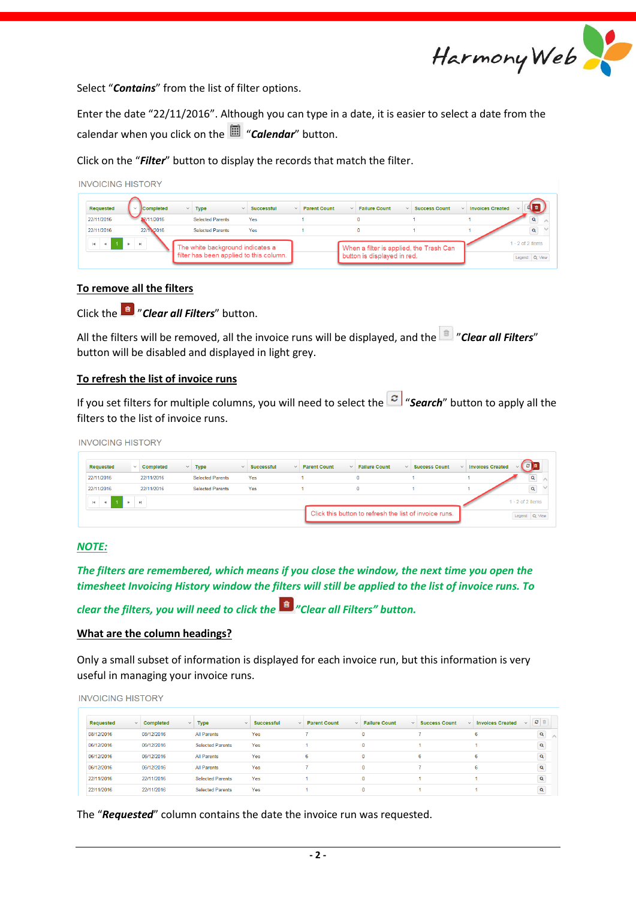Select "***Contains***" from the list of filter options.

Enter the date "22/11/2016". Although you can type in a date, it is easier to select a date from the calendar when you click on the "***Calendar***" button.

Click on the "***Filter***" button to display the records that match the filter.

INVOICING HISTORY

| Requested | Completed | Type | Successful | Parent Count | Failure Count | Success Count | Invoices Created |
|---|---|---|---|---|---|---|---|
| 22/11/2016 | 22/11/2016 | Selected Parents | Yes | 1 | 0 | 1 | 1 |
| 22/11/2016 | 22/11/2016 | Selected Parents | Yes | 1 | 0 | 1 | 1 |

The white background indicates a filter has been applied to this column.

When a filter is applied, the Trash Can button is displayed in red.

1 - 2 of 2 items

## To remove all the filters

Click the "***Clear all Filters***" button.

All the filters will be removed, all the invoice runs will be displayed, and the "***Clear all Filters***" button will be disabled and displayed in light grey.

## To refresh the list of invoice runs

If you set filters for multiple columns, you will need to select the "***Search***" button to apply all the filters to the list of invoice runs.

INVOICING HISTORY

| Requested | Completed | Type | Successful | Parent Count | Failure Count | Success Count | Invoices Created |
|---|---|---|---|---|---|---|---|
| 22/11/2016 | 22/11/2016 | Selected Parents | Yes | 1 | 0 | 1 | 1 |
| 22/11/2016 | 22/11/2016 | Selected Parents | Yes | 1 | 0 | 1 | 1 |

Click this button to refresh the list of invoice runs.

1 - 2 of 2 items

***NOTE:***

***The filters are remembered, which means if you close the window, the next time you open the timesheet Invoicing History window the filters will still be applied to the list of invoice runs. To clear the filters, you will need to click the "Clear all Filters" button.***

## What are the column headings?

Only a small subset of information is displayed for each invoice run, but this information is very useful in managing your invoice runs.

INVOICING HISTORY

| Requested | Completed | Type | Successful | Parent Count | Failure Count | Success Count | Invoices Created |
|---|---|---|---|---|---|---|---|
| 08/12/2016 | 08/12/2016 | All Parents | Yes | 7 | 0 | 7 | 6 |
| 06/12/2016 | 06/12/2016 | Selected Parents | Yes | 1 | 0 | 1 | 1 |
| 06/12/2016 | 06/12/2016 | All Parents | Yes | 6 | 0 | 6 | 6 |
| 06/12/2016 | 06/12/2016 | All Parents | Yes | 7 | 0 | 7 | 6 |
| 22/11/2016 | 22/11/2016 | Selected Parents | Yes | 1 | 0 | 1 | 1 |
| 22/11/2016 | 22/11/2016 | Selected Parents | Yes | 1 | 0 | 1 | 1 |

The "***Requested***" column contains the date the invoice run was requested.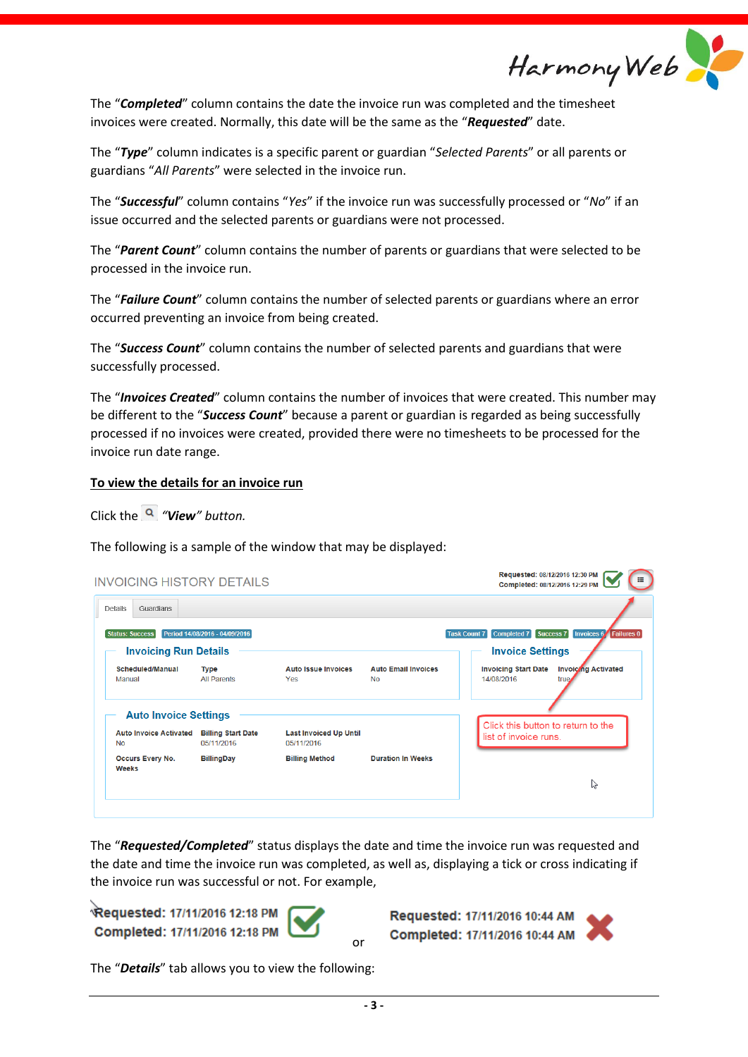The "***Completed***" column contains the date the invoice run was completed and the timesheet invoices were created. Normally, this date will be the same as the "***Requested***" date.

The "***Type***" column indicates is a specific parent or guardian "*Selected Parents*" or all parents or guardians "*All Parents*" were selected in the invoice run.

The "***Successful***" column contains "*Yes*" if the invoice run was successfully processed or "*No*" if an issue occurred and the selected parents or guardians were not processed.

The "***Parent Count***" column contains the number of parents or guardians that were selected to be processed in the invoice run.

The "***Failure Count***" column contains the number of selected parents or guardians where an error occurred preventing an invoice from being created.

The "***Success Count***" column contains the number of selected parents and guardians that were successfully processed.

The "***Invoices Created***" column contains the number of invoices that were created. This number may be different to the "***Success Count***" because a parent or guardian is regarded as being successfully processed if no invoices were created, provided there were no timesheets to be processed for the invoice run date range.

**To view the details for an invoice run**

Click the *"**View**" button.*

The following is a sample of the window that may be displayed:

The "***Requested/Completed***" status displays the date and time the invoice run was requested and the date and time the invoice run was completed, as well as, displaying a tick or cross indicating if the invoice run was successful or not. For example,

**Requested: 17/11/2016 12:18 PM**
**Completed: 17/11/2016 12:18 PM**

or

**Requested: 17/11/2016 10:44 AM**
**Completed: 17/11/2016 10:44 AM**

The "***Details***" tab allows you to view the following: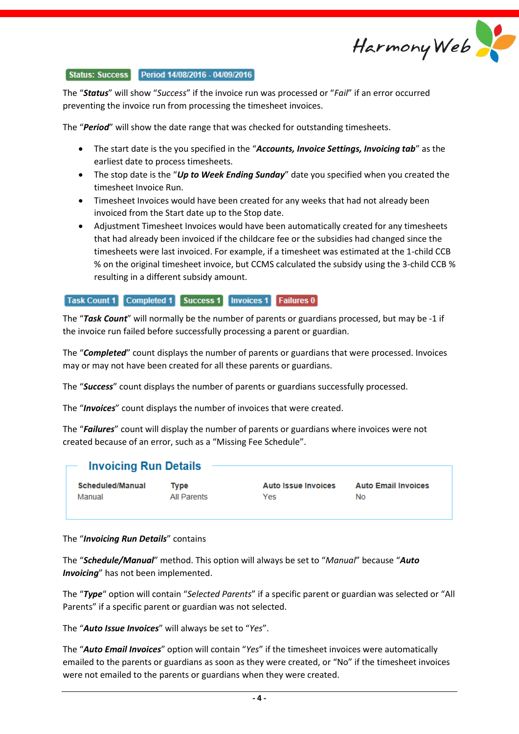Status: Success | Period 14/08/2016 - 04/09/2016

The "***Status***" will show "*Success*" if the invoice run was processed or "*Fail*" if an error occurred preventing the invoice run from processing the timesheet invoices.

The "***Period***" will show the date range that was checked for outstanding timesheets.

- The start date is the you specified in the "***Accounts, Invoice Settings, Invoicing tab***" as the earliest date to process timesheets.
- The stop date is the "***Up to Week Ending Sunday***" date you specified when you created the timesheet Invoice Run.
- Timesheet Invoices would have been created for any weeks that had not already been invoiced from the Start date up to the Stop date.
- Adjustment Timesheet Invoices would have been automatically created for any timesheets that had already been invoiced if the childcare fee or the subsidies had changed since the timesheets were last invoiced. For example, if a timesheet was estimated at the 1-child CCB % on the original timesheet invoice, but CCMS calculated the subsidy using the 3-child CCB % resulting in a different subsidy amount.

Task Count 1 | Completed 1 | Success 1 | Invoices 1 | Failures 0

The "***Task Count***" will normally be the number of parents or guardians processed, but may be -1 if the invoice run failed before successfully processing a parent or guardian.

The "***Completed***" count displays the number of parents or guardians that were processed. Invoices may or may not have been created for all these parents or guardians.

The "***Success***" count displays the number of parents or guardians successfully processed.

The "***Invoices***" count displays the number of invoices that were created.

The "***Failures***" count will display the number of parents or guardians where invoices were not created because of an error, such as a "Missing Fee Schedule".

**Invoicing Run Details**

| Scheduled/Manual | Type | Auto Issue Invoices | Auto Email Invoices |
|---|---|---|---|
| Manual | All Parents | Yes | No |

The "***Invoicing Run Details***" contains

The "***Schedule/Manual***" method. This option will always be set to "*Manual*" because "***Auto Invoicing***" has not been implemented.

The "***Type***" option will contain "*Selected Parents*" if a specific parent or guardian was selected or "All Parents" if a specific parent or guardian was not selected.

The "***Auto Issue Invoices***" will always be set to "*Yes*".

The "***Auto Email Invoices***" option will contain "*Yes*" if the timesheet invoices were automatically emailed to the parents or guardians as soon as they were created, or "No" if the timesheet invoices were not emailed to the parents or guardians when they were created.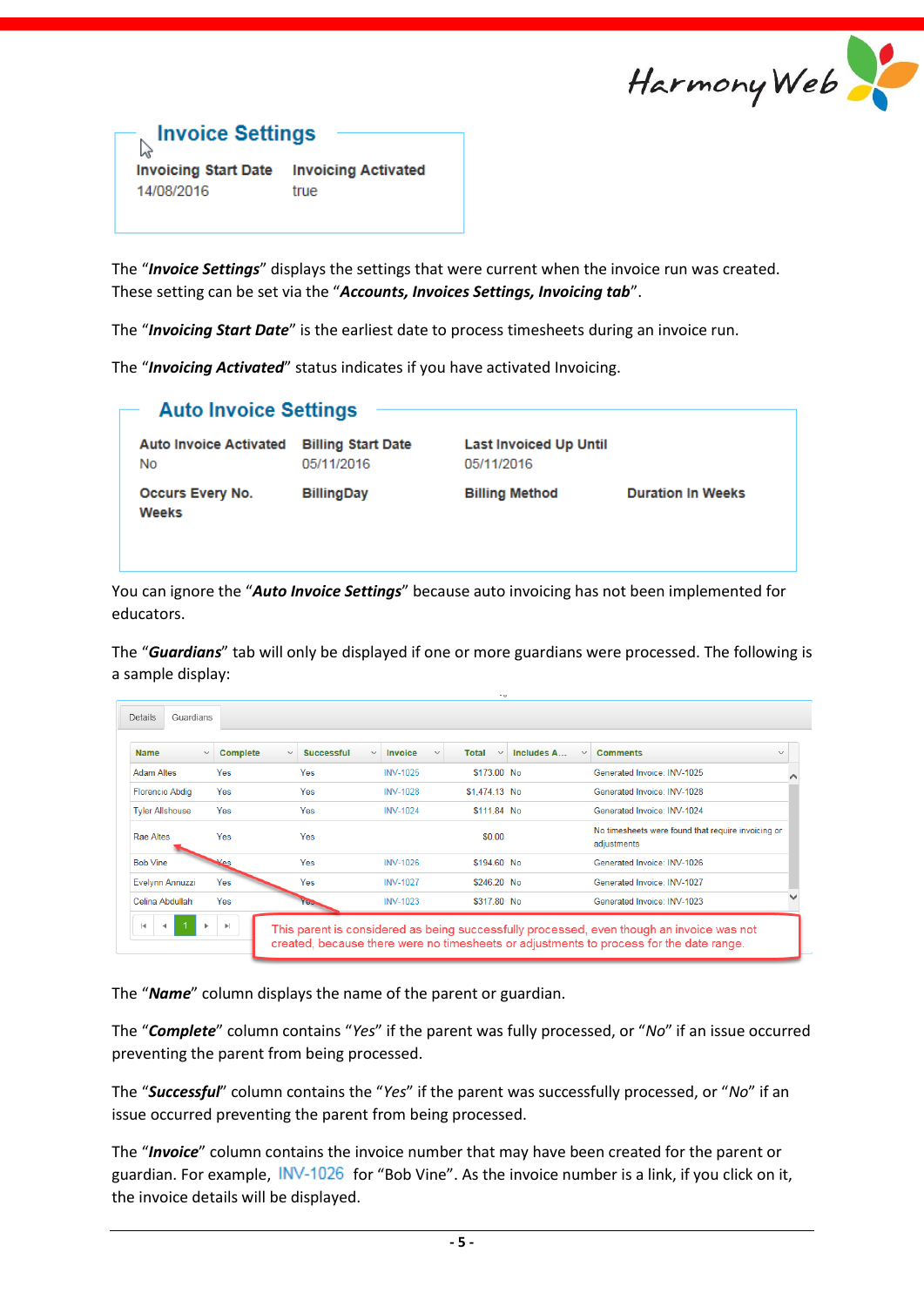### Invoice Settings

| Invoicing Start Date | Invoicing Activated |
| --- | --- |
| 14/08/2016 | true |

The "***Invoice Settings***" displays the settings that were current when the invoice run was created. These setting can be set via the "***Accounts, Invoices Settings, Invoicing tab***".

The "***Invoicing Start Date***" is the earliest date to process timesheets during an invoice run.

The "***Invoicing Activated***" status indicates if you have activated Invoicing.

### Auto Invoice Settings

| Auto Invoice Activated | Billing Start Date | Last Invoiced Up Until | |
| --- | --- | --- | --- |
| No | 05/11/2016 | 05/11/2016 | |
| **Occurs Every No. Weeks** | **BillingDay** | **Billing Method** | **Duration In Weeks** |

You can ignore the "***Auto Invoice Settings***" because auto invoicing has not been implemented for educators.

The "***Guardians***" tab will only be displayed if one or more guardians were processed. The following is a sample display:

Details | Guardians

| Name | Complete | Successful | Invoice | Total | Includes A... | Comments |
| --- | --- | --- | --- | --- | --- | --- |
| Adam Altes | Yes | Yes | INV-1025 | $173.00 | No | Generated Invoice: INV-1025 |
| Florencio Abdig | Yes | Yes | INV-1028 | $1,474.13 | No | Generated Invoice: INV-1028 |
| Tyler Allshouse | Yes | Yes | INV-1024 | $111.84 | No | Generated Invoice: INV-1024 |
| Rae Altes | Yes | Yes | | $0.00 | | No timesheets were found that require invoicing or adjustments |
| Bob Vine | Yes | Yes | INV-1026 | $194.60 | No | Generated Invoice: INV-1026 |
| Evelynn Annuzzi | Yes | Yes | INV-1027 | $246.20 | No | Generated Invoice: INV-1027 |
| Celina Abdullah | Yes | Yes | INV-1023 | $317.80 | No | Generated Invoice: INV-1023 |

This parent is considered as being successfully processed, even though an invoice was not created, because there were no timesheets or adjustments to process for the date range.

The "***Name***" column displays the name of the parent or guardian.

The "***Complete***" column contains "*Yes*" if the parent was fully processed, or "*No*" if an issue occurred preventing the parent from being processed.

The "***Successful***" column contains the "*Yes*" if the parent was successfully processed, or "*No*" if an issue occurred preventing the parent from being processed.

The "***Invoice***" column contains the invoice number that may have been created for the parent or guardian. For example, INV-1026 for "Bob Vine". As the invoice number is a link, if you click on it, the invoice details will be displayed.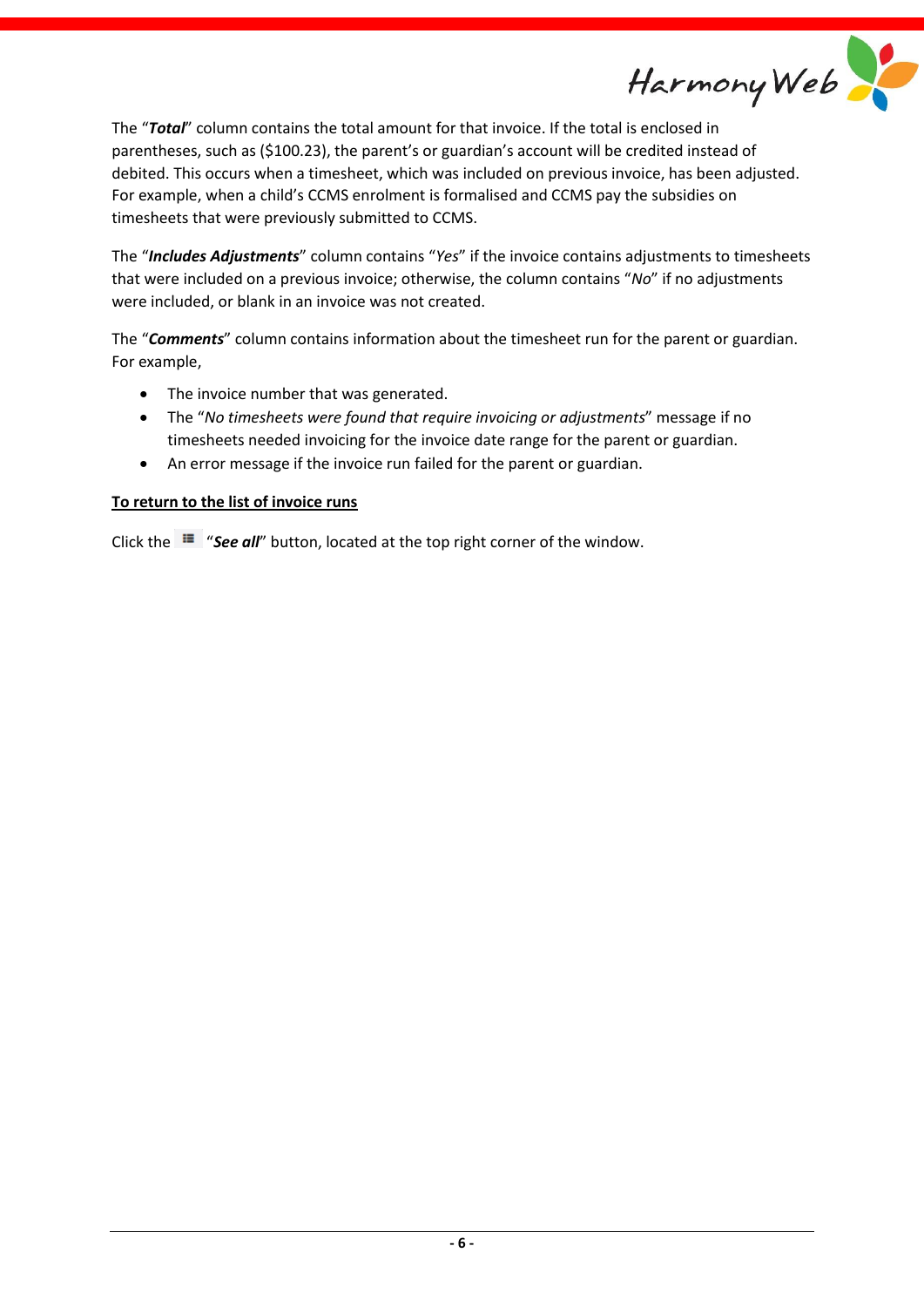The "***Total***" column contains the total amount for that invoice. If the total is enclosed in parentheses, such as ($100.23), the parent's or guardian's account will be credited instead of debited. This occurs when a timesheet, which was included on previous invoice, has been adjusted. For example, when a child's CCMS enrolment is formalised and CCMS pay the subsidies on timesheets that were previously submitted to CCMS.

The "***Includes Adjustments***" column contains "*Yes*" if the invoice contains adjustments to timesheets that were included on a previous invoice; otherwise, the column contains "*No*" if no adjustments were included, or blank in an invoice was not created.

The "***Comments***" column contains information about the timesheet run for the parent or guardian. For example,

- The invoice number that was generated.
- The "*No timesheets were found that require invoicing or adjustments*" message if no timesheets needed invoicing for the invoice date range for the parent or guardian.
- An error message if the invoice run failed for the parent or guardian.

**<u>To return to the list of invoice runs</u>**

Click the "***See all***" button, located at the top right corner of the window.